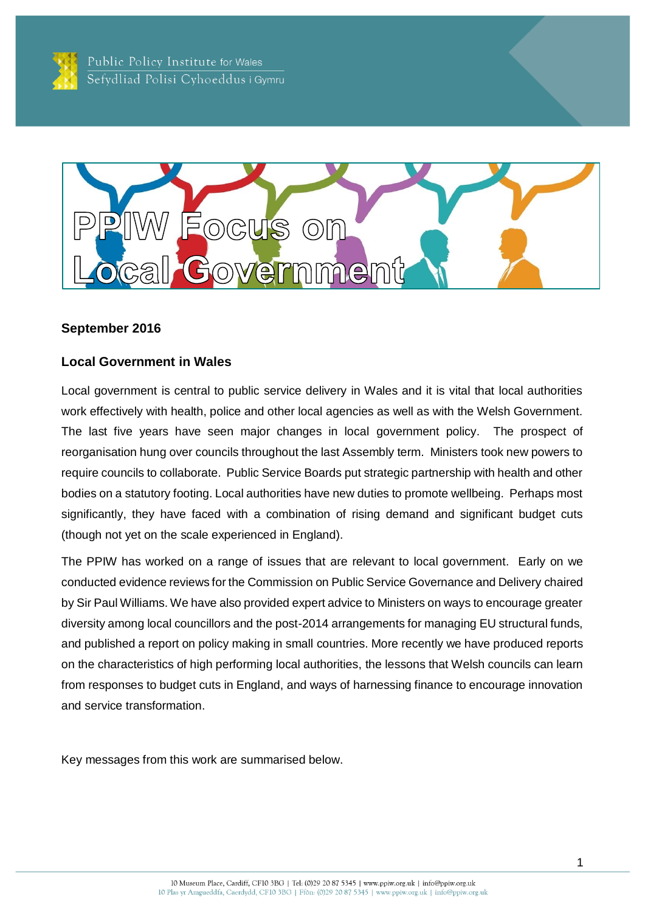Public Policy Institute for Wales
Sefydliad Polisi Cyhoeddus i Gymru

# PPIW Focus on Local Government

**September 2016**

## Local Government in Wales

Local government is central to public service delivery in Wales and it is vital that local authorities work effectively with health, police and other local agencies as well as with the Welsh Government. The last five years have seen major changes in local government policy. The prospect of reorganisation hung over councils throughout the last Assembly term. Ministers took new powers to require councils to collaborate. Public Service Boards put strategic partnership with health and other bodies on a statutory footing. Local authorities have new duties to promote wellbeing. Perhaps most significantly, they have faced with a combination of rising demand and significant budget cuts (though not yet on the scale experienced in England).

The PPIW has worked on a range of issues that are relevant to local government. Early on we conducted evidence reviews for the Commission on Public Service Governance and Delivery chaired by Sir Paul Williams. We have also provided expert advice to Ministers on ways to encourage greater diversity among local councillors and the post-2014 arrangements for managing EU structural funds, and published a report on policy making in small countries. More recently we have produced reports on the characteristics of high performing local authorities, the lessons that Welsh councils can learn from responses to budget cuts in England, and ways of harnessing finance to encourage innovation and service transformation.

Key messages from this work are summarised below.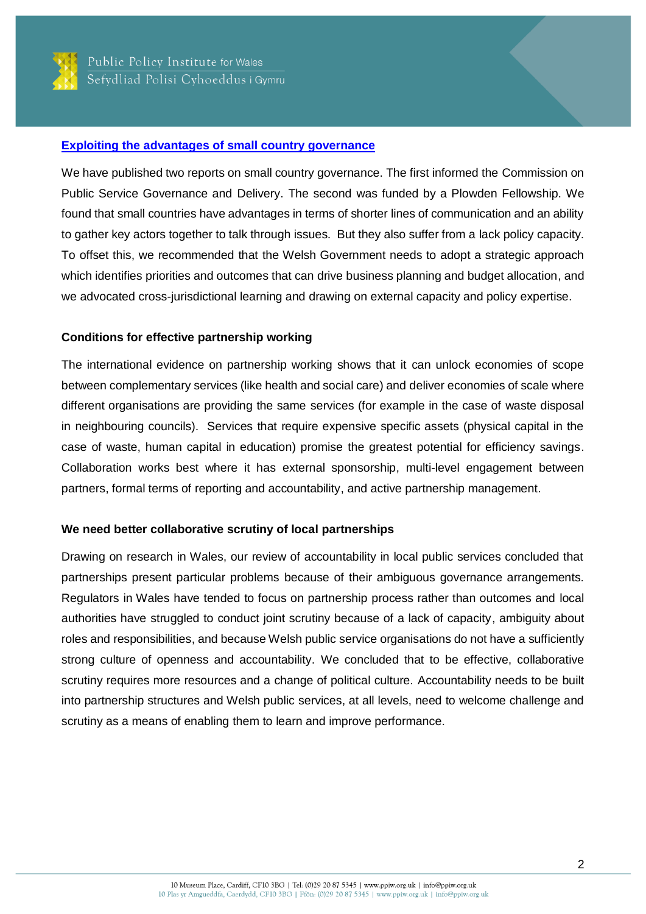### [Exploiting the advantages of small country governance]

We have published two reports on small country governance. The first informed the Commission on Public Service Governance and Delivery. The second was funded by a Plowden Fellowship. We found that small countries have advantages in terms of shorter lines of communication and an ability to gather key actors together to talk through issues. But they also suffer from a lack policy capacity. To offset this, we recommended that the Welsh Government needs to adopt a strategic approach which identifies priorities and outcomes that can drive business planning and budget allocation, and we advocated cross-jurisdictional learning and drawing on external capacity and policy expertise.

### Conditions for effective partnership working

The international evidence on partnership working shows that it can unlock economies of scope between complementary services (like health and social care) and deliver economies of scale where different organisations are providing the same services (for example in the case of waste disposal in neighbouring councils). Services that require expensive specific assets (physical capital in the case of waste, human capital in education) promise the greatest potential for efficiency savings. Collaboration works best where it has external sponsorship, multi-level engagement between partners, formal terms of reporting and accountability, and active partnership management.

### We need better collaborative scrutiny of local partnerships

Drawing on research in Wales, our review of accountability in local public services concluded that partnerships present particular problems because of their ambiguous governance arrangements. Regulators in Wales have tended to focus on partnership process rather than outcomes and local authorities have struggled to conduct joint scrutiny because of a lack of capacity, ambiguity about roles and responsibilities, and because Welsh public service organisations do not have a sufficiently strong culture of openness and accountability. We concluded that to be effective, collaborative scrutiny requires more resources and a change of political culture. Accountability needs to be built into partnership structures and Welsh public services, at all levels, need to welcome challenge and scrutiny as a means of enabling them to learn and improve performance.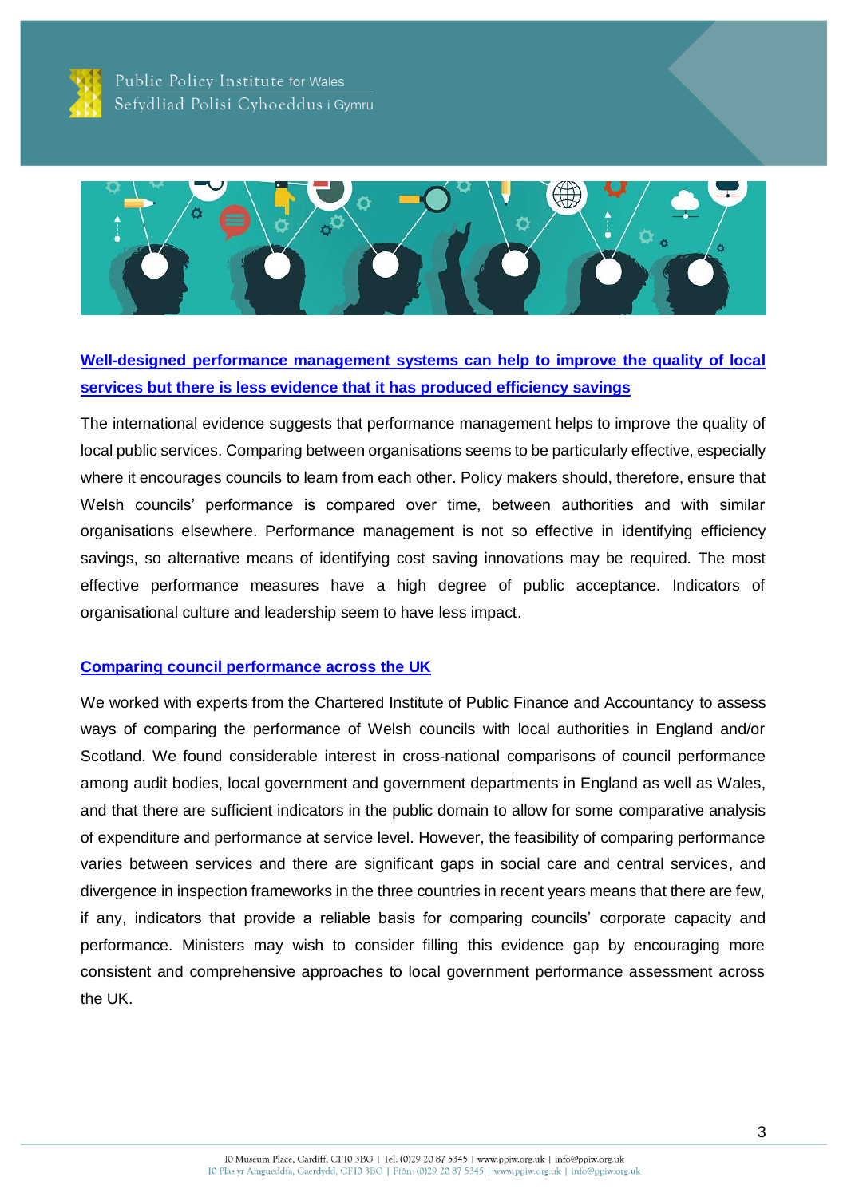## Well-designed performance management systems can help to improve the quality of local services but there is less evidence that it has produced efficiency savings

The international evidence suggests that performance management helps to improve the quality of local public services. Comparing between organisations seems to be particularly effective, especially where it encourages councils to learn from each other. Policy makers should, therefore, ensure that Welsh councils' performance is compared over time, between authorities and with similar organisations elsewhere. Performance management is not so effective in identifying efficiency savings, so alternative means of identifying cost saving innovations may be required. The most effective performance measures have a high degree of public acceptance. Indicators of organisational culture and leadership seem to have less impact.

## Comparing council performance across the UK

We worked with experts from the Chartered Institute of Public Finance and Accountancy to assess ways of comparing the performance of Welsh councils with local authorities in England and/or Scotland. We found considerable interest in cross-national comparisons of council performance among audit bodies, local government and government departments in England as well as Wales, and that there are sufficient indicators in the public domain to allow for some comparative analysis of expenditure and performance at service level. However, the feasibility of comparing performance varies between services and there are significant gaps in social care and central services, and divergence in inspection frameworks in the three countries in recent years means that there are few, if any, indicators that provide a reliable basis for comparing councils' corporate capacity and performance. Ministers may wish to consider filling this evidence gap by encouraging more consistent and comprehensive approaches to local government performance assessment across the UK.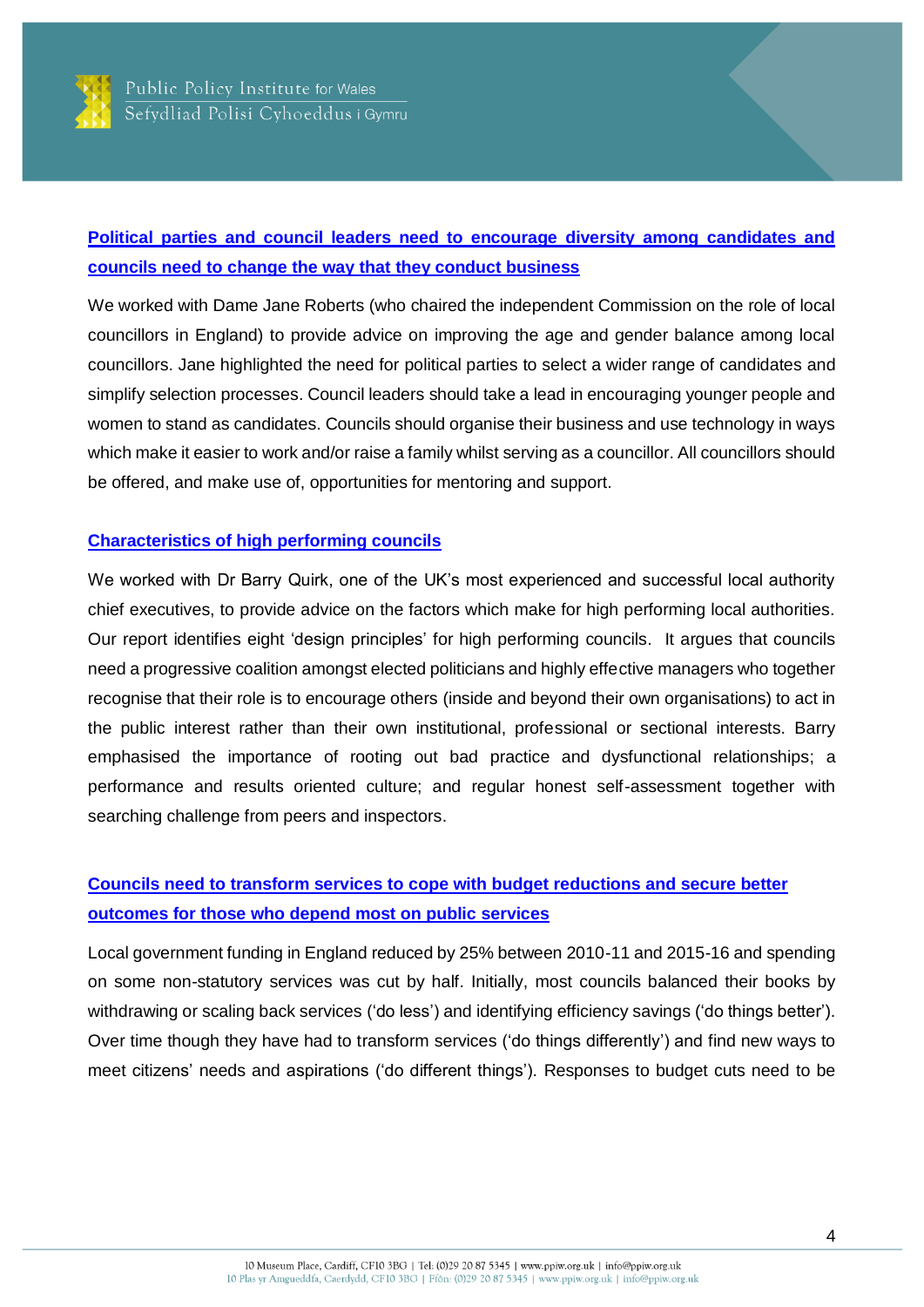### Political parties and council leaders need to encourage diversity among candidates and councils need to change the way that they conduct business

We worked with Dame Jane Roberts (who chaired the independent Commission on the role of local councillors in England) to provide advice on improving the age and gender balance among local councillors. Jane highlighted the need for political parties to select a wider range of candidates and simplify selection processes. Council leaders should take a lead in encouraging younger people and women to stand as candidates. Councils should organise their business and use technology in ways which make it easier to work and/or raise a family whilst serving as a councillor. All councillors should be offered, and make use of, opportunities for mentoring and support.

### Characteristics of high performing councils

We worked with Dr Barry Quirk, one of the UK's most experienced and successful local authority chief executives, to provide advice on the factors which make for high performing local authorities. Our report identifies eight 'design principles' for high performing councils. It argues that councils need a progressive coalition amongst elected politicians and highly effective managers who together recognise that their role is to encourage others (inside and beyond their own organisations) to act in the public interest rather than their own institutional, professional or sectional interests. Barry emphasised the importance of rooting out bad practice and dysfunctional relationships; a performance and results oriented culture; and regular honest self-assessment together with searching challenge from peers and inspectors.

### Councils need to transform services to cope with budget reductions and secure better outcomes for those who depend most on public services

Local government funding in England reduced by 25% between 2010-11 and 2015-16 and spending on some non-statutory services was cut by half. Initially, most councils balanced their books by withdrawing or scaling back services ('do less') and identifying efficiency savings ('do things better'). Over time though they have had to transform services ('do things differently') and find new ways to meet citizens' needs and aspirations ('do different things'). Responses to budget cuts need to be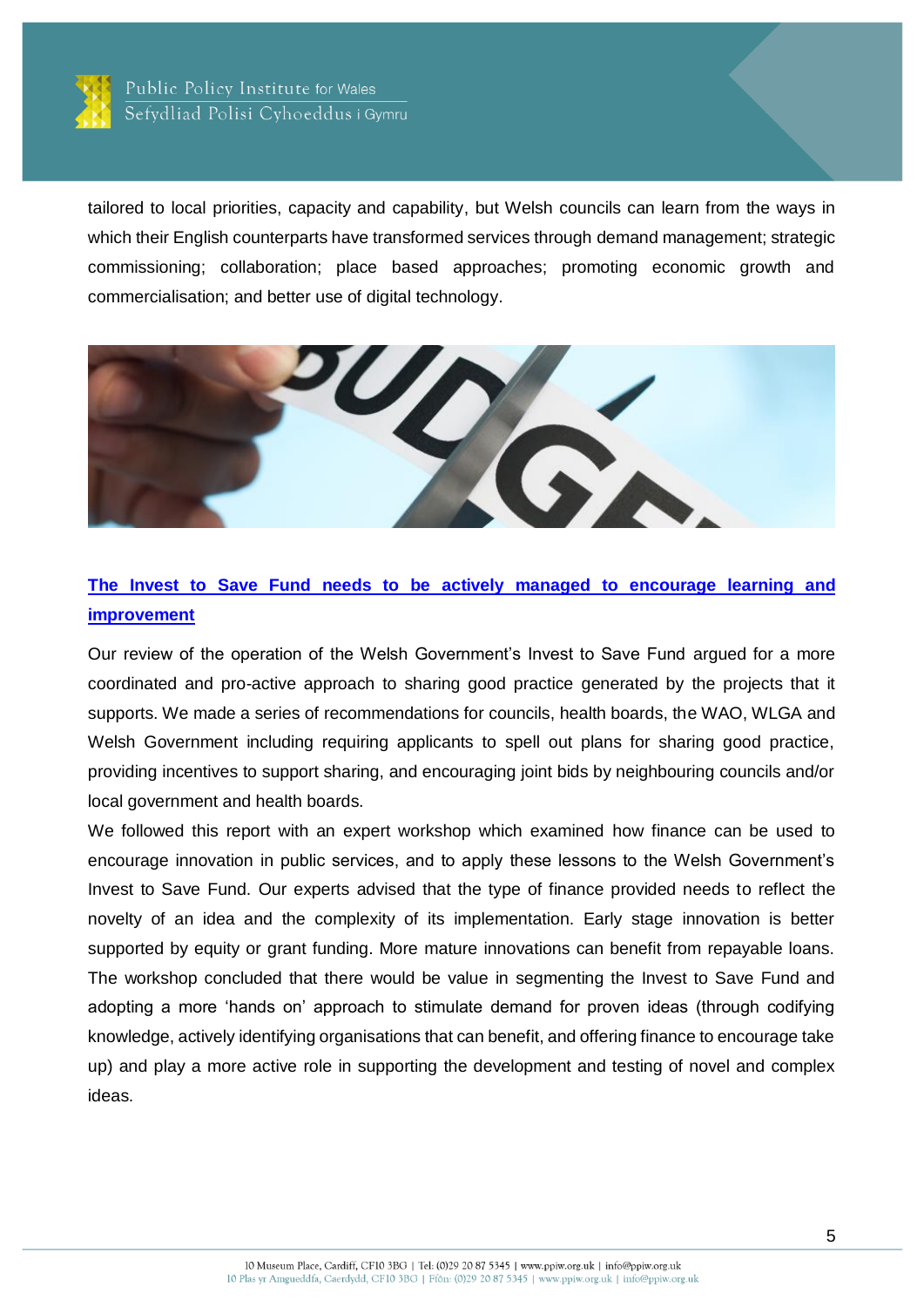tailored to local priorities, capacity and capability, but Welsh councils can learn from the ways in which their English counterparts have transformed services through demand management; strategic commissioning; collaboration; place based approaches; promoting economic growth and commercialisation; and better use of digital technology.

## [The Invest to Save Fund needs to be actively managed to encourage learning and improvement]

Our review of the operation of the Welsh Government's Invest to Save Fund argued for a more coordinated and pro-active approach to sharing good practice generated by the projects that it supports. We made a series of recommendations for councils, health boards, the WAO, WLGA and Welsh Government including requiring applicants to spell out plans for sharing good practice, providing incentives to support sharing, and encouraging joint bids by neighbouring councils and/or local government and health boards.

We followed this report with an expert workshop which examined how finance can be used to encourage innovation in public services, and to apply these lessons to the Welsh Government's Invest to Save Fund. Our experts advised that the type of finance provided needs to reflect the novelty of an idea and the complexity of its implementation. Early stage innovation is better supported by equity or grant funding. More mature innovations can benefit from repayable loans. The workshop concluded that there would be value in segmenting the Invest to Save Fund and adopting a more 'hands on' approach to stimulate demand for proven ideas (through codifying knowledge, actively identifying organisations that can benefit, and offering finance to encourage take up) and play a more active role in supporting the development and testing of novel and complex ideas.